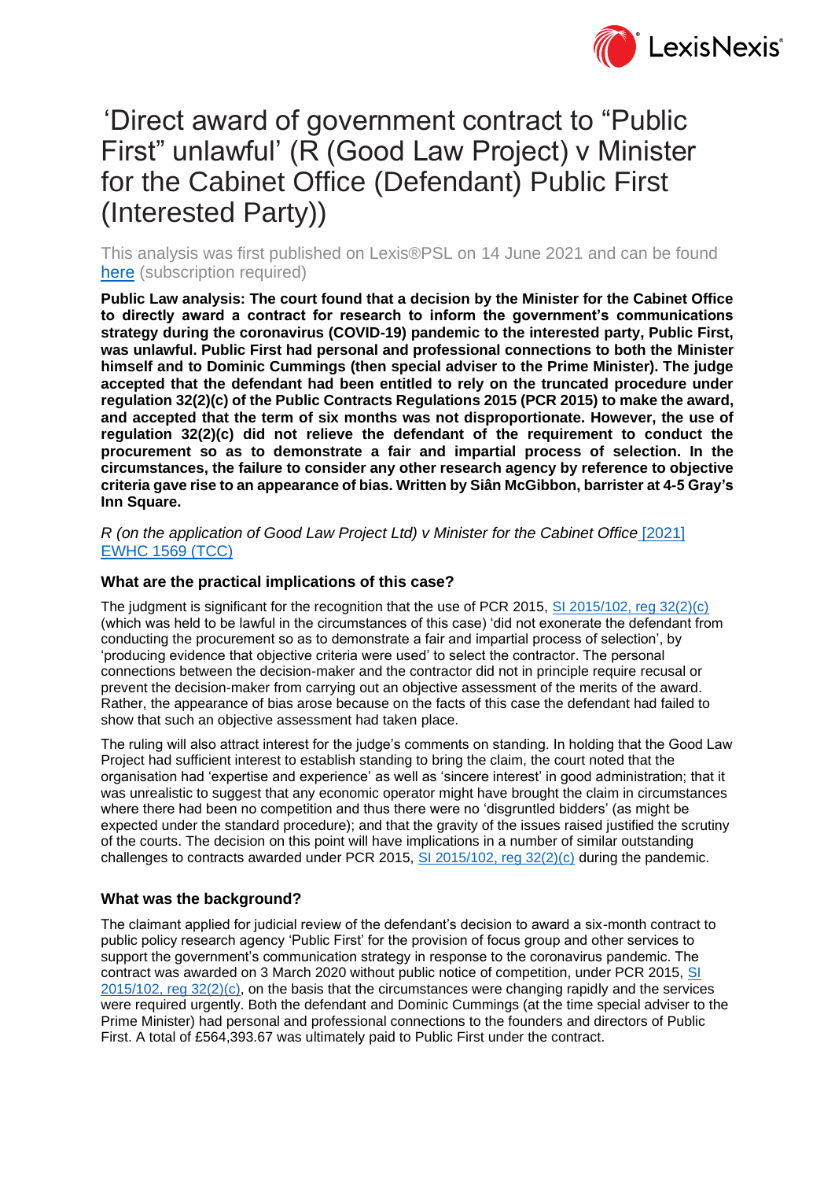# 'Direct award of government contract to "Public First" unlawful' (R (Good Law Project) v Minister for the Cabinet Office (Defendant) Public First (Interested Party))

This analysis was first published on Lexis®PSL on 14 June 2021 and can be found [here](#) (subscription required)

**Public Law analysis: The court found that a decision by the Minister for the Cabinet Office to directly award a contract for research to inform the government's communications strategy during the coronavirus (COVID-19) pandemic to the interested party, Public First, was unlawful. Public First had personal and professional connections to both the Minister himself and to Dominic Cummings (then special adviser to the Prime Minister). The judge accepted that the defendant had been entitled to rely on the truncated procedure under regulation 32(2)(c) of the Public Contracts Regulations 2015 (PCR 2015) to make the award, and accepted that the term of six months was not disproportionate. However, the use of regulation 32(2)(c) did not relieve the defendant of the requirement to conduct the procurement so as to demonstrate a fair and impartial process of selection. In the circumstances, the failure to consider any other research agency by reference to objective criteria gave rise to an appearance of bias. Written by Siân McGibbon, barrister at 4-5 Gray's Inn Square.**

*R (on the application of Good Law Project Ltd) v Minister for the Cabinet Office* [2021] EWHC 1569 (TCC)

### What are the practical implications of this case?

The judgment is significant for the recognition that the use of PCR 2015, SI 2015/102, reg 32(2)(c) (which was held to be lawful in the circumstances of this case) 'did not exonerate the defendant from conducting the procurement so as to demonstrate a fair and impartial process of selection', by 'producing evidence that objective criteria were used' to select the contractor. The personal connections between the decision-maker and the contractor did not in principle require recusal or prevent the decision-maker from carrying out an objective assessment of the merits of the award. Rather, the appearance of bias arose because on the facts of this case the defendant had failed to show that such an objective assessment had taken place.

The ruling will also attract interest for the judge's comments on standing. In holding that the Good Law Project had sufficient interest to establish standing to bring the claim, the court noted that the organisation had 'expertise and experience' as well as 'sincere interest' in good administration; that it was unrealistic to suggest that any economic operator might have brought the claim in circumstances where there had been no competition and thus there were no 'disgruntled bidders' (as might be expected under the standard procedure); and that the gravity of the issues raised justified the scrutiny of the courts. The decision on this point will have implications in a number of similar outstanding challenges to contracts awarded under PCR 2015, SI 2015/102, reg 32(2)(c) during the pandemic.

### What was the background?

The claimant applied for judicial review of the defendant's decision to award a six-month contract to public policy research agency 'Public First' for the provision of focus group and other services to support the government's communication strategy in response to the coronavirus pandemic. The contract was awarded on 3 March 2020 without public notice of competition, under PCR 2015, SI 2015/102, reg 32(2)(c), on the basis that the circumstances were changing rapidly and the services were required urgently. Both the defendant and Dominic Cummings (at the time special adviser to the Prime Minister) had personal and professional connections to the founders and directors of Public First. A total of £564,393.67 was ultimately paid to Public First under the contract.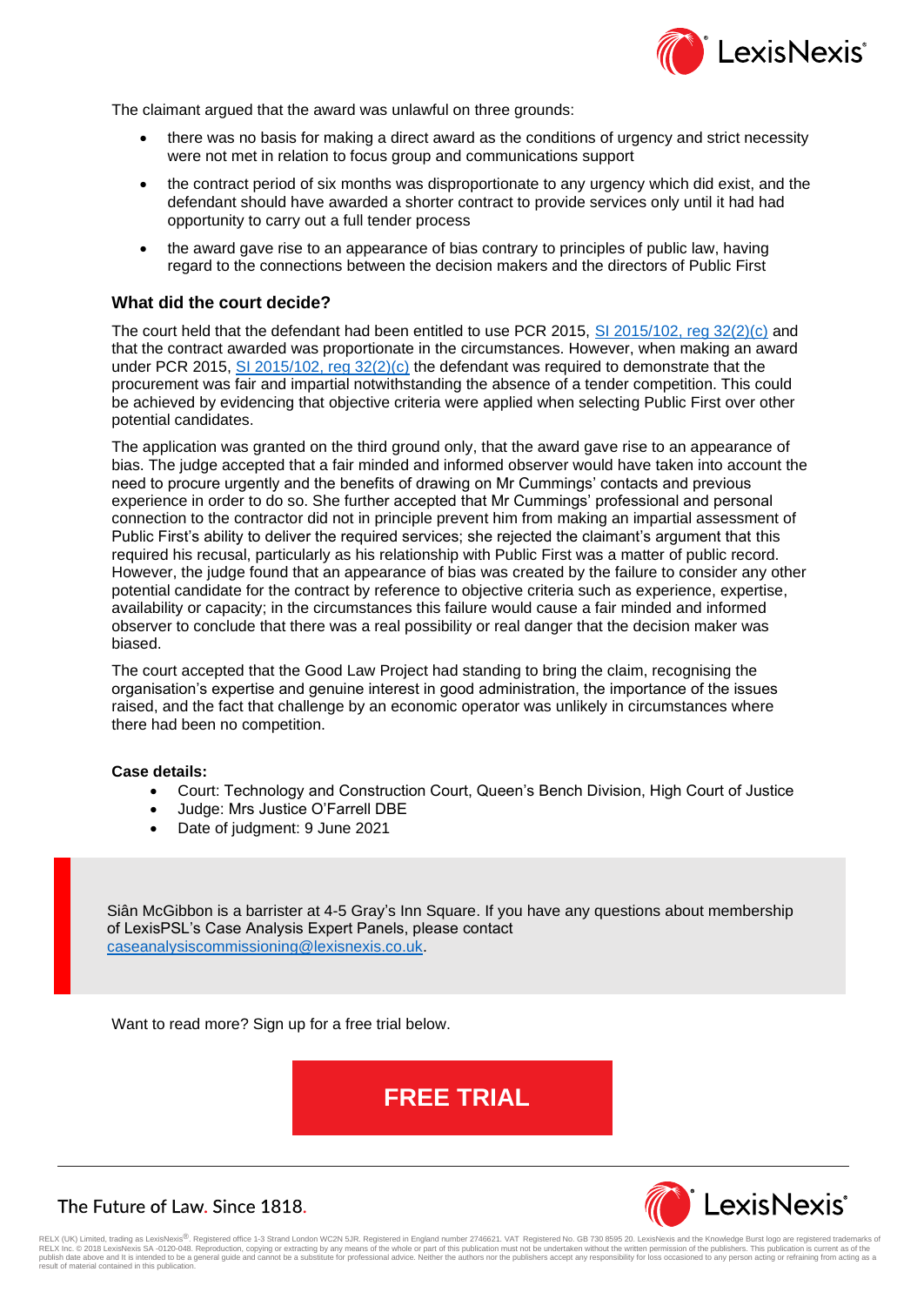The claimant argued that the award was unlawful on three grounds:

- there was no basis for making a direct award as the conditions of urgency and strict necessity were not met in relation to focus group and communications support
- the contract period of six months was disproportionate to any urgency which did exist, and the defendant should have awarded a shorter contract to provide services only until it had had opportunity to carry out a full tender process
- the award gave rise to an appearance of bias contrary to principles of public law, having regard to the connections between the decision makers and the directors of Public First

### What did the court decide?

The court held that the defendant had been entitled to use PCR 2015, SI 2015/102, reg 32(2)(c) and that the contract awarded was proportionate in the circumstances. However, when making an award under PCR 2015, SI 2015/102, reg 32(2)(c) the defendant was required to demonstrate that the procurement was fair and impartial notwithstanding the absence of a tender competition. This could be achieved by evidencing that objective criteria were applied when selecting Public First over other potential candidates.

The application was granted on the third ground only, that the award gave rise to an appearance of bias. The judge accepted that a fair minded and informed observer would have taken into account the need to procure urgently and the benefits of drawing on Mr Cummings' contacts and previous experience in order to do so. She further accepted that Mr Cummings' professional and personal connection to the contractor did not in principle prevent him from making an impartial assessment of Public First's ability to deliver the required services; she rejected the claimant's argument that this required his recusal, particularly as his relationship with Public First was a matter of public record. However, the judge found that an appearance of bias was created by the failure to consider any other potential candidate for the contract by reference to objective criteria such as experience, expertise, availability or capacity; in the circumstances this failure would cause a fair minded and informed observer to conclude that there was a real possibility or real danger that the decision maker was biased.

The court accepted that the Good Law Project had standing to bring the claim, recognising the organisation's expertise and genuine interest in good administration, the importance of the issues raised, and the fact that challenge by an economic operator was unlikely in circumstances where there had been no competition.

**Case details:**

- Court: Technology and Construction Court, Queen's Bench Division, High Court of Justice
- Judge: Mrs Justice O'Farrell DBE
- Date of judgment: 9 June 2021

Siân McGibbon is a barrister at 4-5 Gray's Inn Square. If you have any questions about membership of LexisPSL's Case Analysis Expert Panels, please contact caseanalysiscommissioning@lexisnexis.co.uk.

Want to read more? Sign up for a free trial below.

**FREE TRIAL**

The Future of Law. Since 1818.

RELX (UK) Limited, trading as LexisNexis®. Registered office 1-3 Strand London WC2N 5JR. Registered in England number 2746621. VAT Registered No. GB 730 8595 20. LexisNexis and the Knowledge Burst logo are registered trademarks of RELX Inc. © 2018 LexisNexis SA -0120-048. Reproduction, copying or extracting by any means of the whole or part of this publication must not be undertaken without the written permission of the publishers. This publication is current as of the publish date above and it is intended to be a general guide and cannot be a substitute for professional advice. Neither the authors nor the publishers accept any responsibility for loss occasioned to any person acting or refraining from acting as a result of material contained in this publication.